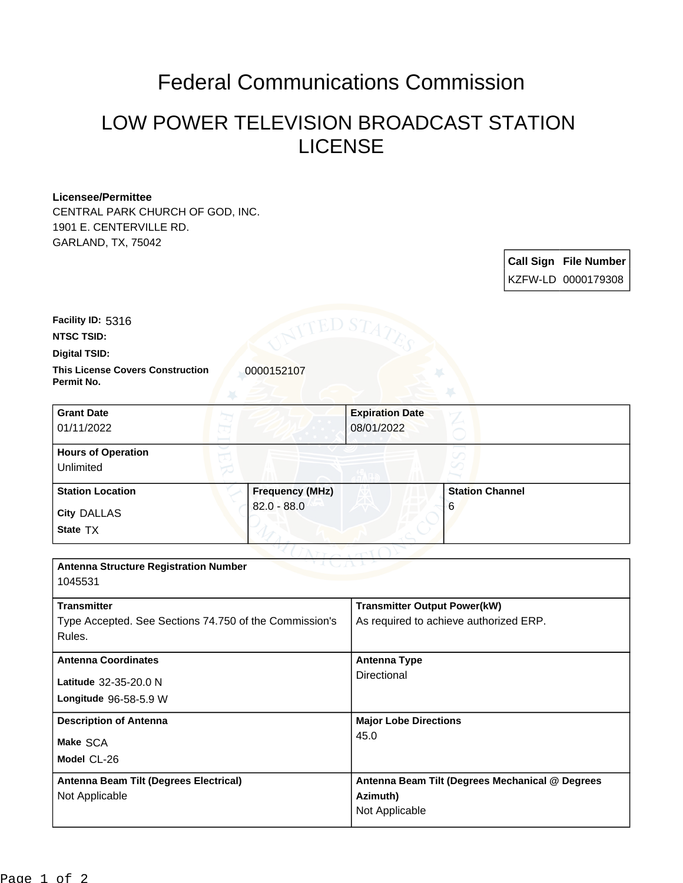# Federal Communications Commission

## LOW POWER TELEVISION BROADCAST STATION LICENSE

**Licensee/Permittee**
CENTRAL PARK CHURCH OF GOD, INC.
1901 E. CENTERVILLE RD.
GARLAND, TX, 75042

| Call Sign | File Number |
| --- | --- |
| KZFW-LD | 0000179308 |

**Facility ID:** 5316

**NTSC TSID:**

**Digital TSID:**

**This License Covers Construction Permit No.** 0000152107

| Grant Date | Expiration Date |
| --- | --- |
| 01/11/2022 | 08/01/2022 |

**Hours of Operation**
Unlimited

| Station Location | Frequency (MHz) | Station Channel |
| --- | --- | --- |
| City DALLAS<br>State TX | 82.0 - 88.0 | 6 |

**Antenna Structure Registration Number**
1045531

| Transmitter | Transmitter Output Power(kW) |
| --- | --- |
| Type Accepted. See Sections 74.750 of the Commission's Rules. | As required to achieve authorized ERP. |

| Antenna Coordinates | Antenna Type |
| --- | --- |
| Latitude 32-35-20.0 N<br>Longitude 96-58-5.9 W | Directional |

| Description of Antenna | Major Lobe Directions |
| --- | --- |
| Make SCA<br>Model CL-26 | 45.0 |

| Antenna Beam Tilt (Degrees Electrical) | Antenna Beam Tilt (Degrees Mechanical @ Degrees Azimuth) |
| --- | --- |
| Not Applicable | Not Applicable |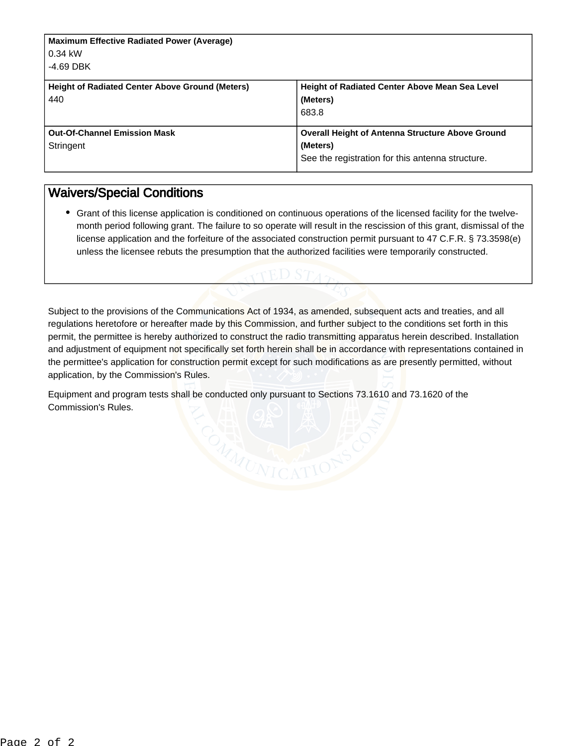| | |
|---|---|
| **Maximum Effective Radiated Power (Average)**<br>0.34 kW<br>-4.69 DBK | |
| **Height of Radiated Center Above Ground (Meters)**<br>440 | **Height of Radiated Center Above Mean Sea Level (Meters)**<br>683.8 |
| **Out-Of-Channel Emission Mask**<br>Stringent | **Overall Height of Antenna Structure Above Ground (Meters)**<br>See the registration for this antenna structure. |

## Waivers/Special Conditions

- Grant of this license application is conditioned on continuous operations of the licensed facility for the twelve-month period following grant. The failure to so operate will result in the rescission of this grant, dismissal of the license application and the forfeiture of the associated construction permit pursuant to 47 C.F.R. § 73.3598(e) unless the licensee rebuts the presumption that the authorized facilities were temporarily constructed.

Subject to the provisions of the Communications Act of 1934, as amended, subsequent acts and treaties, and all regulations heretofore or hereafter made by this Commission, and further subject to the conditions set forth in this permit, the permittee is hereby authorized to construct the radio transmitting apparatus herein described. Installation and adjustment of equipment not specifically set forth herein shall be in accordance with representations contained in the permittee's application for construction permit except for such modifications as are presently permitted, without application, by the Commission's Rules.

Equipment and program tests shall be conducted only pursuant to Sections 73.1610 and 73.1620 of the Commission's Rules.